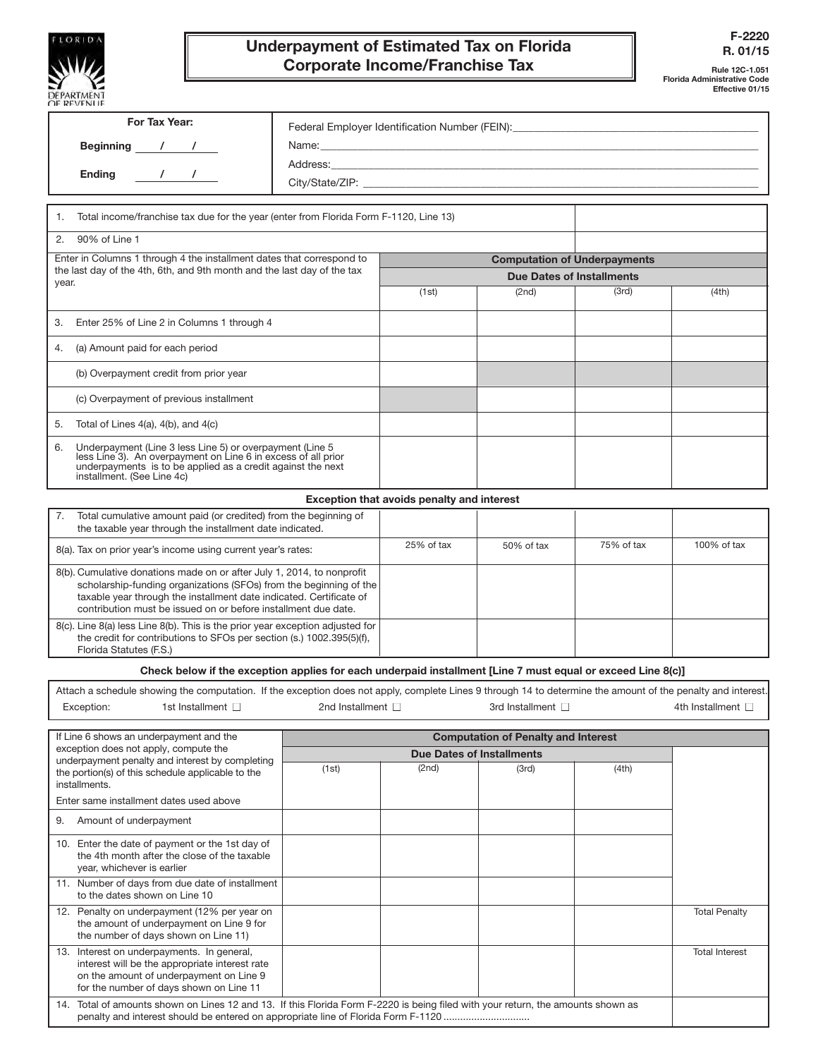FLORIDA DEPARTMENT OF REVENUE

# Underpayment of Estimated Tax on Florida Corporate Income/Franchise Tax

**F-2220**
**R. 01/15**

Rule 12C-1.051
Florida Administrative Code
Effective 01/15

| For Tax Year: | |
|---|---|
| Beginning ___ / ___ / ___ | Federal Employer Identification Number (FEIN):________________ |
| | Name:________________ |
| Ending ___ / ___ / ___ | Address:________________ |
| | City/State/ZIP:________________ |

| | | | | |
|---|---|---|---|---|
| 1. Total income/franchise tax due for the year (enter from Florida Form F-1120, Line 13) | | | | |
| 2. 90% of Line 1 | | | | |
| Enter in Columns 1 through 4 the installment dates that correspond to the last day of the 4th, 6th, and 9th month and the last day of the tax year. | **Computation of Underpayments** | | | |
| | **Due Dates of Installments** | | | |
| | (1st) | (2nd) | (3rd) | (4th) |
| 3. Enter 25% of Line 2 in Columns 1 through 4 | | | | |
| 4. (a) Amount paid for each period | | | | |
| (b) Overpayment credit from prior year | | | | |
| (c) Overpayment of previous installment | | | | |
| 5. Total of Lines 4(a), 4(b), and 4(c) | | | | |
| 6. Underpayment (Line 3 less Line 5) or overpayment (Line 5 less Line 3). An overpayment on Line 6 in excess of all prior underpayments is to be applied as a credit against the next installment. (See Line 4c) | | | | |

### Exception that avoids penalty and interest

| | | | | |
|---|---|---|---|---|
| 7. Total cumulative amount paid (or credited) from the beginning of the taxable year through the installment date indicated. | | | | |
| 8(a). Tax on prior year's income using current year's rates: | 25% of tax | 50% of tax | 75% of tax | 100% of tax |
| 8(b). Cumulative donations made on or after July 1, 2014, to nonprofit scholarship-funding organizations (SFOs) from the beginning of the taxable year through the installment date indicated. Certificate of contribution must be issued on or before installment due date. | | | | |
| 8(c). Line 8(a) less Line 8(b). This is the prior year exception adjusted for the credit for contributions to SFOs per section (s.) 1002.395(5)(f), Florida Statutes (F.S.) | | | | |

**Check below if the exception applies for each underpaid installment [Line 7 must equal or exceed Line 8(c)]**

Attach a schedule showing the computation. If the exception does not apply, complete Lines 9 through 14 to determine the amount of the penalty and interest.

Exception: 1st Installment ☐ 2nd Installment ☐ 3rd Installment ☐ 4th Installment ☐

| | | | | | |
|---|---|---|---|---|---|
| If Line 6 shows an underpayment and the exception does not apply, compute the underpayment penalty and interest by completing the portion(s) of this schedule applicable to the installments. | **Computation of Penalty and Interest** | | | | |
| | **Due Dates of Installments** | | | | |
| Enter same installment dates used above | (1st) | (2nd) | (3rd) | (4th) | |
| 9. Amount of underpayment | | | | | |
| 10. Enter the date of payment or the 1st day of the 4th month after the close of the taxable year, whichever is earlier | | | | | |
| 11. Number of days from due date of installment to the dates shown on Line 10 | | | | | |
| 12. Penalty on underpayment (12% per year on the amount of underpayment on Line 9 for the number of days shown on Line 11) | | | | | Total Penalty |
| 13. Interest on underpayments. In general, interest will be the appropriate interest rate on the amount of underpayment on Line 9 for the number of days shown on Line 11 | | | | | Total Interest |
| 14. Total of amounts shown on Lines 12 and 13. If this Florida Form F-2220 is being filed with your return, the amounts shown as penalty and interest should be entered on appropriate line of Florida Form F-1120 .............................. | | | | | |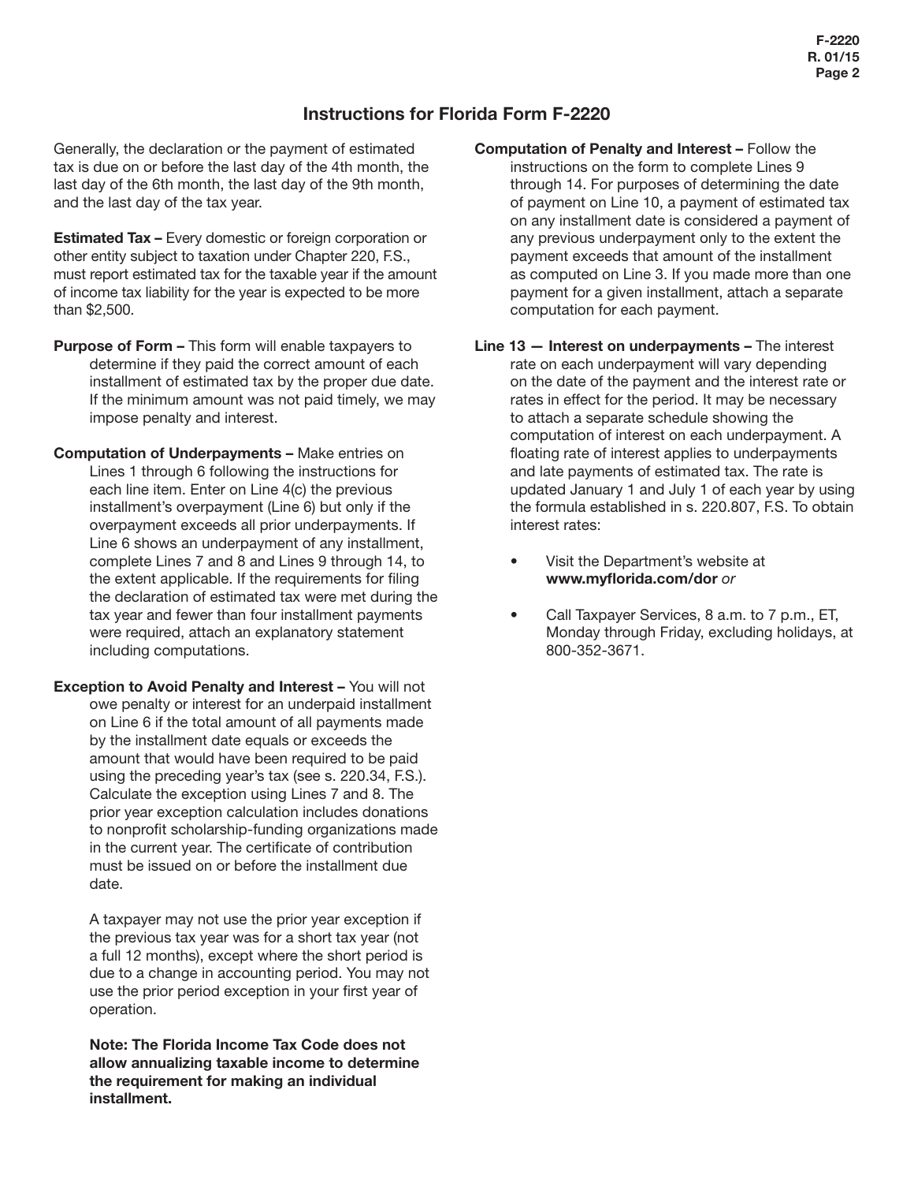## Instructions for Florida Form F-2220

Generally, the declaration or the payment of estimated tax is due on or before the last day of the 4th month, the last day of the 6th month, the last day of the 9th month, and the last day of the tax year.

**Estimated Tax –** Every domestic or foreign corporation or other entity subject to taxation under Chapter 220, F.S., must report estimated tax for the taxable year if the amount of income tax liability for the year is expected to be more than $2,500.

**Purpose of Form –** This form will enable taxpayers to determine if they paid the correct amount of each installment of estimated tax by the proper due date. If the minimum amount was not paid timely, we may impose penalty and interest.

**Computation of Underpayments –** Make entries on Lines 1 through 6 following the instructions for each line item. Enter on Line 4(c) the previous installment's overpayment (Line 6) but only if the overpayment exceeds all prior underpayments. If Line 6 shows an underpayment of any installment, complete Lines 7 and 8 and Lines 9 through 14, to the extent applicable. If the requirements for filing the declaration of estimated tax were met during the tax year and fewer than four installment payments were required, attach an explanatory statement including computations.

**Exception to Avoid Penalty and Interest –** You will not owe penalty or interest for an underpaid installment on Line 6 if the total amount of all payments made by the installment date equals or exceeds the amount that would have been required to be paid using the preceding year's tax (see s. 220.34, F.S.). Calculate the exception using Lines 7 and 8. The prior year exception calculation includes donations to nonprofit scholarship-funding organizations made in the current year. The certificate of contribution must be issued on or before the installment due date.

A taxpayer may not use the prior year exception if the previous tax year was for a short tax year (not a full 12 months), except where the short period is due to a change in accounting period. You may not use the prior period exception in your first year of operation.

**Note: The Florida Income Tax Code does not allow annualizing taxable income to determine the requirement for making an individual installment.**

**Computation of Penalty and Interest –** Follow the instructions on the form to complete Lines 9 through 14. For purposes of determining the date of payment on Line 10, a payment of estimated tax on any installment date is considered a payment of any previous underpayment only to the extent the payment exceeds that amount of the installment as computed on Line 3. If you made more than one payment for a given installment, attach a separate computation for each payment.

**Line 13 — Interest on underpayments –** The interest rate on each underpayment will vary depending on the date of the payment and the interest rate or rates in effect for the period. It may be necessary to attach a separate schedule showing the computation of interest on each underpayment. A floating rate of interest applies to underpayments and late payments of estimated tax. The rate is updated January 1 and July 1 of each year by using the formula established in s. 220.807, F.S. To obtain interest rates:

- Visit the Department's website at **www.myflorida.com/dor** *or*
- Call Taxpayer Services, 8 a.m. to 7 p.m., ET, Monday through Friday, excluding holidays, at 800-352-3671.